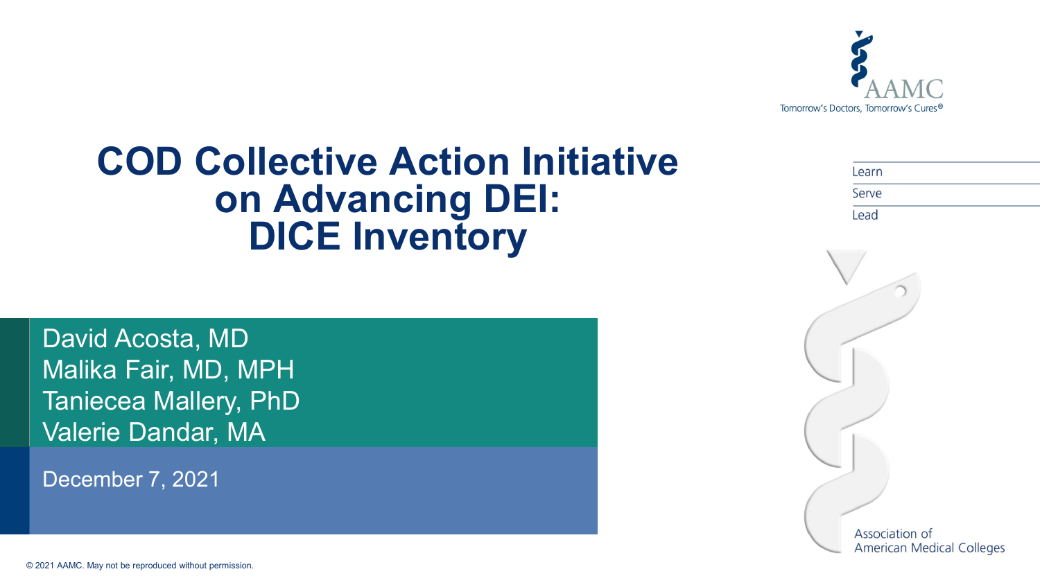# COD Collective Action Initiative on Advancing DEI: DICE Inventory

David Acosta, MD
Malika Fair, MD, MPH
Taniecea Mallery, PhD
Valerie Dandar, MA

December 7, 2021

AAMC
Tomorrow's Doctors, Tomorrow's Cures®

Learn
Serve
Lead

Association of American Medical Colleges

© 2021 AAMC. May not be reproduced without permission.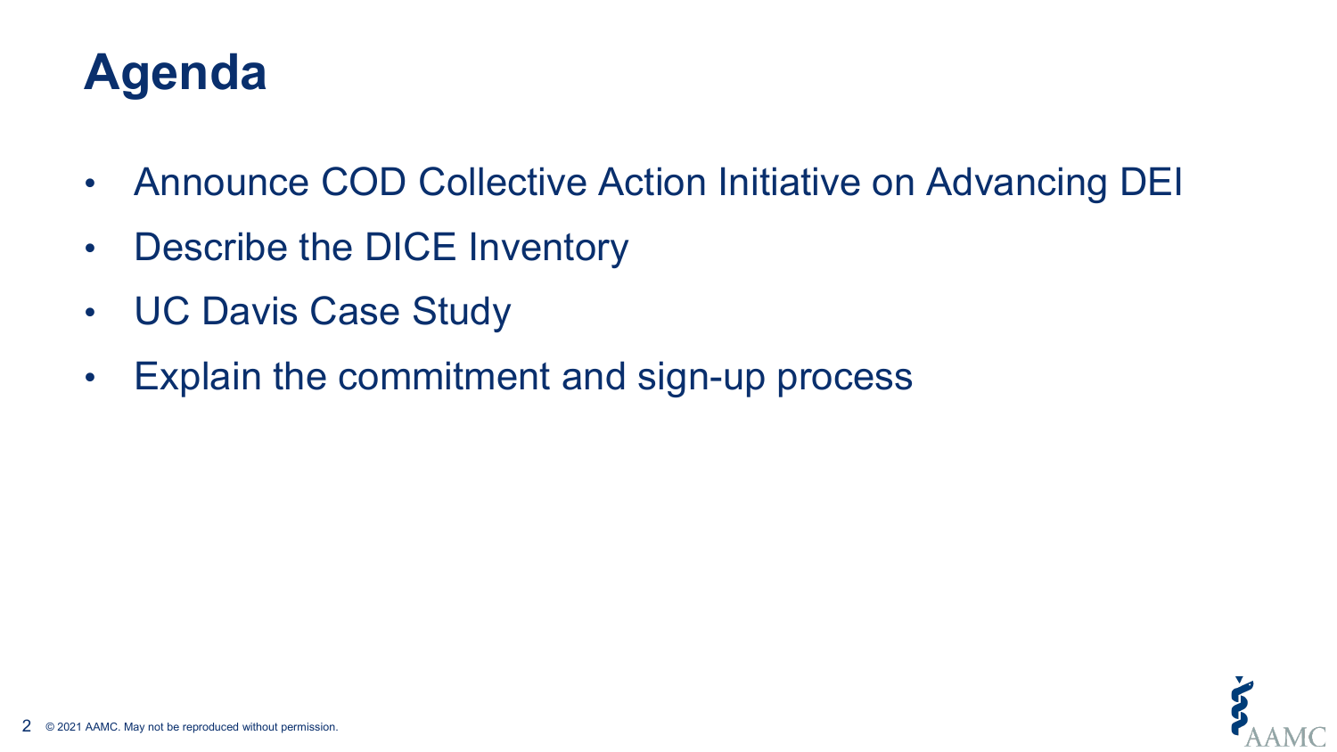# Agenda

- Announce COD Collective Action Initiative on Advancing DEI
- Describe the DICE Inventory
- UC Davis Case Study
- Explain the commitment and sign-up process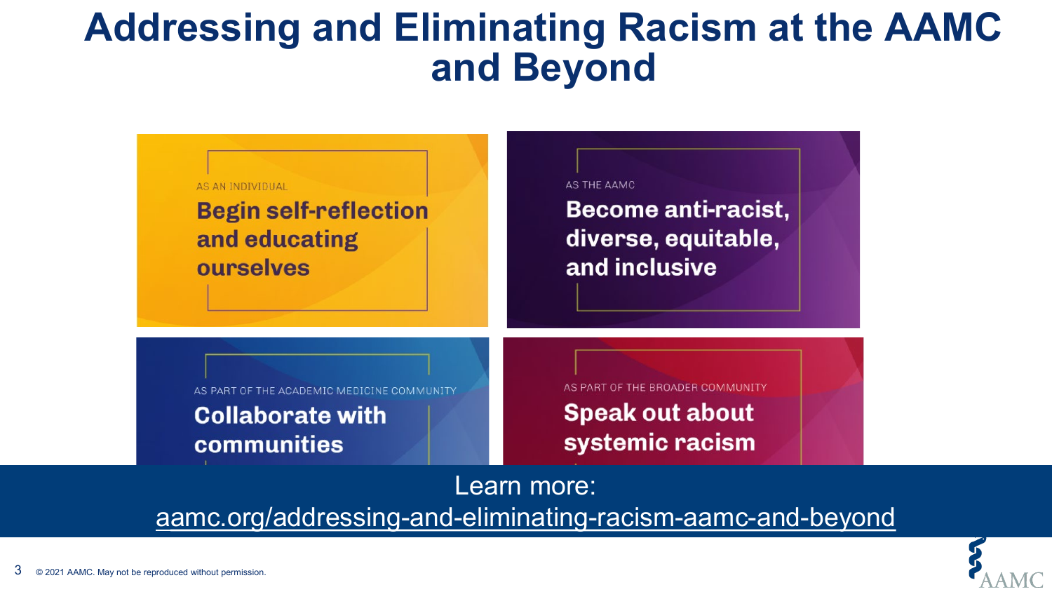# Addressing and Eliminating Racism at the AAMC and Beyond

AS AN INDIVIDUAL

**Begin self-reflection and educating ourselves**

AS THE AAMC

**Become anti-racist, diverse, equitable, and inclusive**

AS PART OF THE ACADEMIC MEDICINE COMMUNITY

**Collaborate with communities**

AS PART OF THE BROADER COMMUNITY

**Speak out about systemic racism**

Learn more:

aamc.org/addressing-and-eliminating-racism-aamc-and-beyond

© 2021 AAMC. May not be reproduced without permission.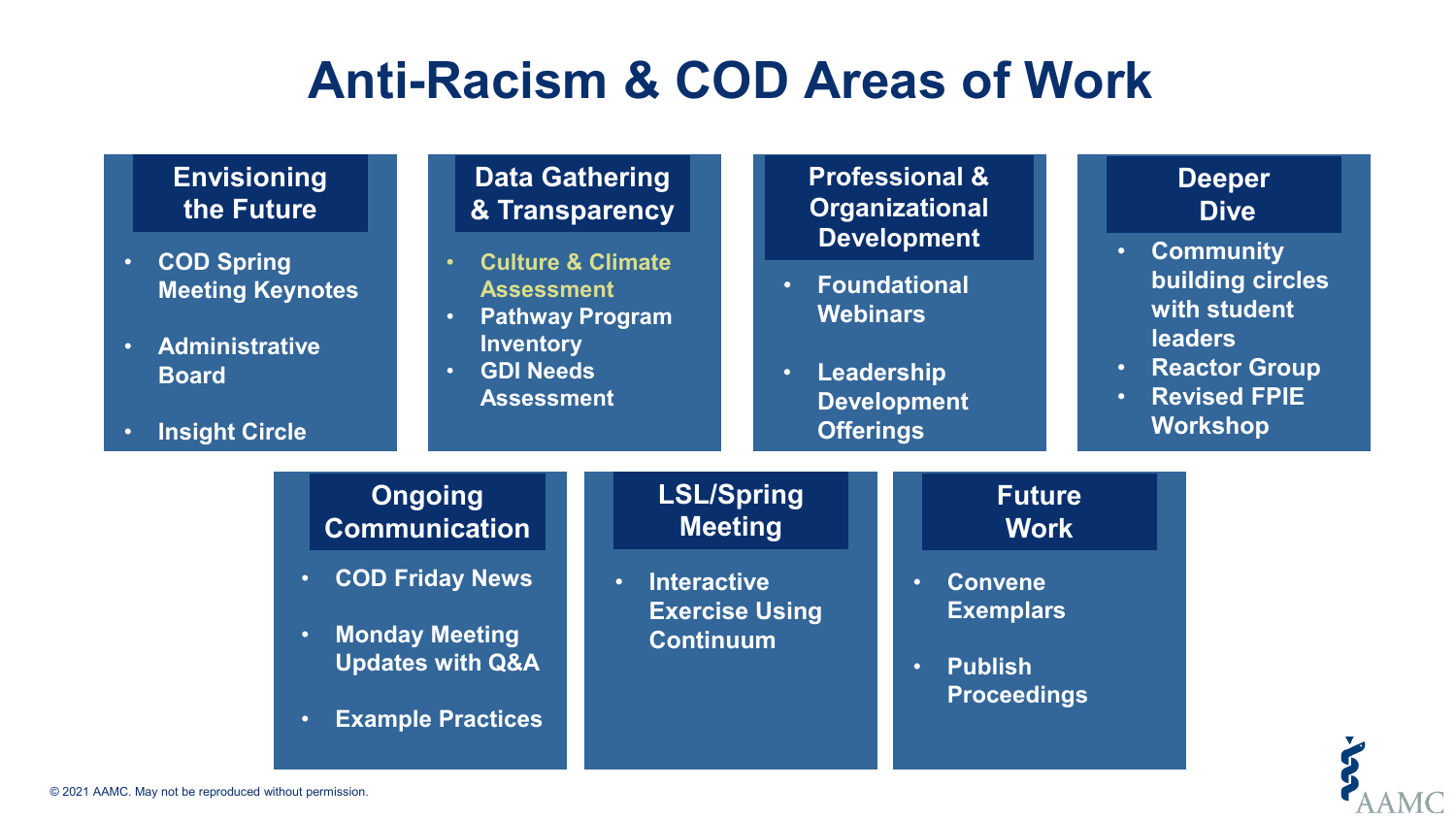# Anti-Racism & COD Areas of Work

## Envisioning the Future

- COD Spring Meeting Keynotes
- Administrative Board
- Insight Circle

## Data Gathering & Transparency

- Culture & Climate Assessment
- Pathway Program Inventory
- GDI Needs Assessment

## Professional & Organizational Development

- Foundational Webinars
- Leadership Development Offerings

## Deeper Dive

- Community building circles with student leaders
- Reactor Group
- Revised FPIE Workshop

## Ongoing Communication

- COD Friday News
- Monday Meeting Updates with Q&A
- Example Practices

## LSL/Spring Meeting

- Interactive Exercise Using Continuum

## Future Work

- Convene Exemplars
- Publish Proceedings

© 2021 AAMC. May not be reproduced without permission.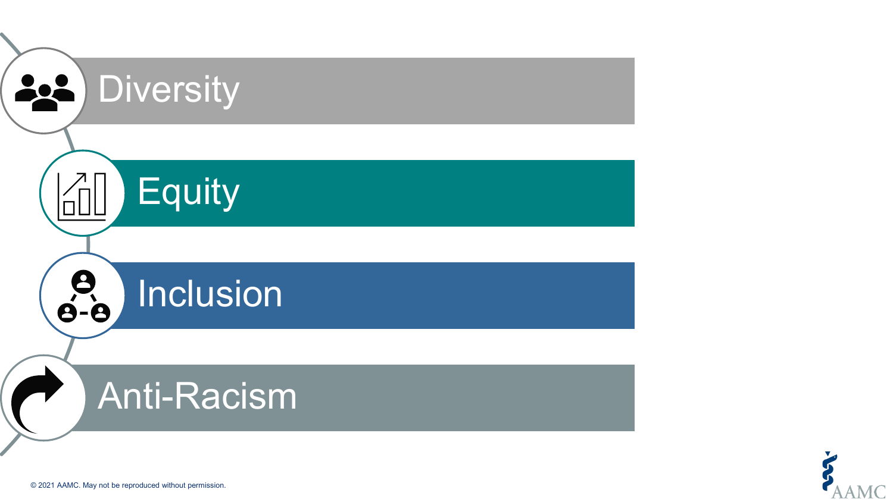- Diversity
- Equity
- Inclusion
- Anti-Racism

© 2021 AAMC. May not be reproduced without permission.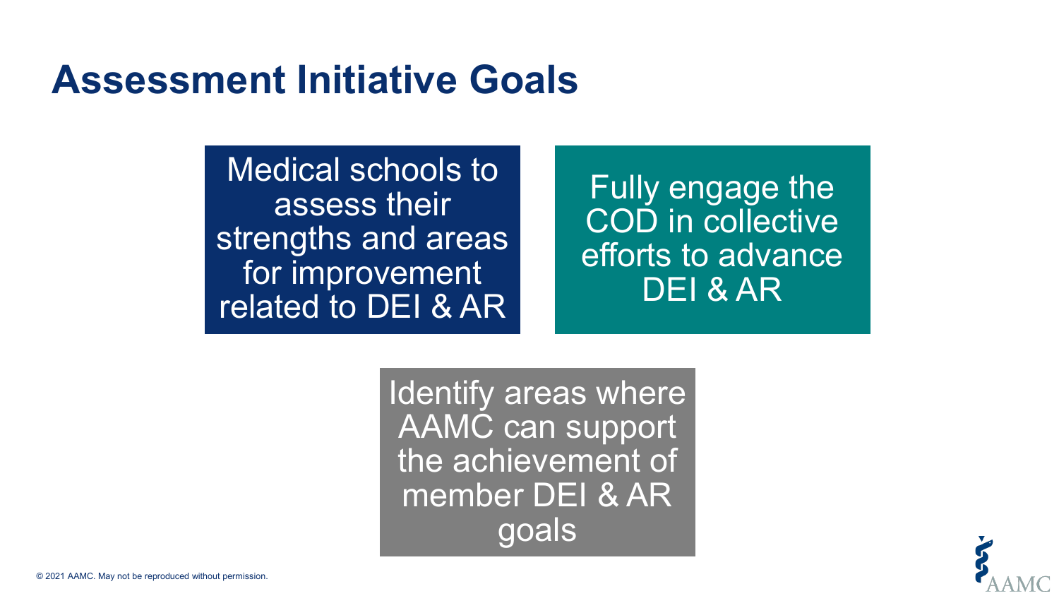# Assessment Initiative Goals

Medical schools to assess their strengths and areas for improvement related to DEI & AR

Fully engage the COD in collective efforts to advance DEI & AR

Identify areas where AAMC can support the achievement of member DEI & AR goals

© 2021 AAMC. May not be reproduced without permission.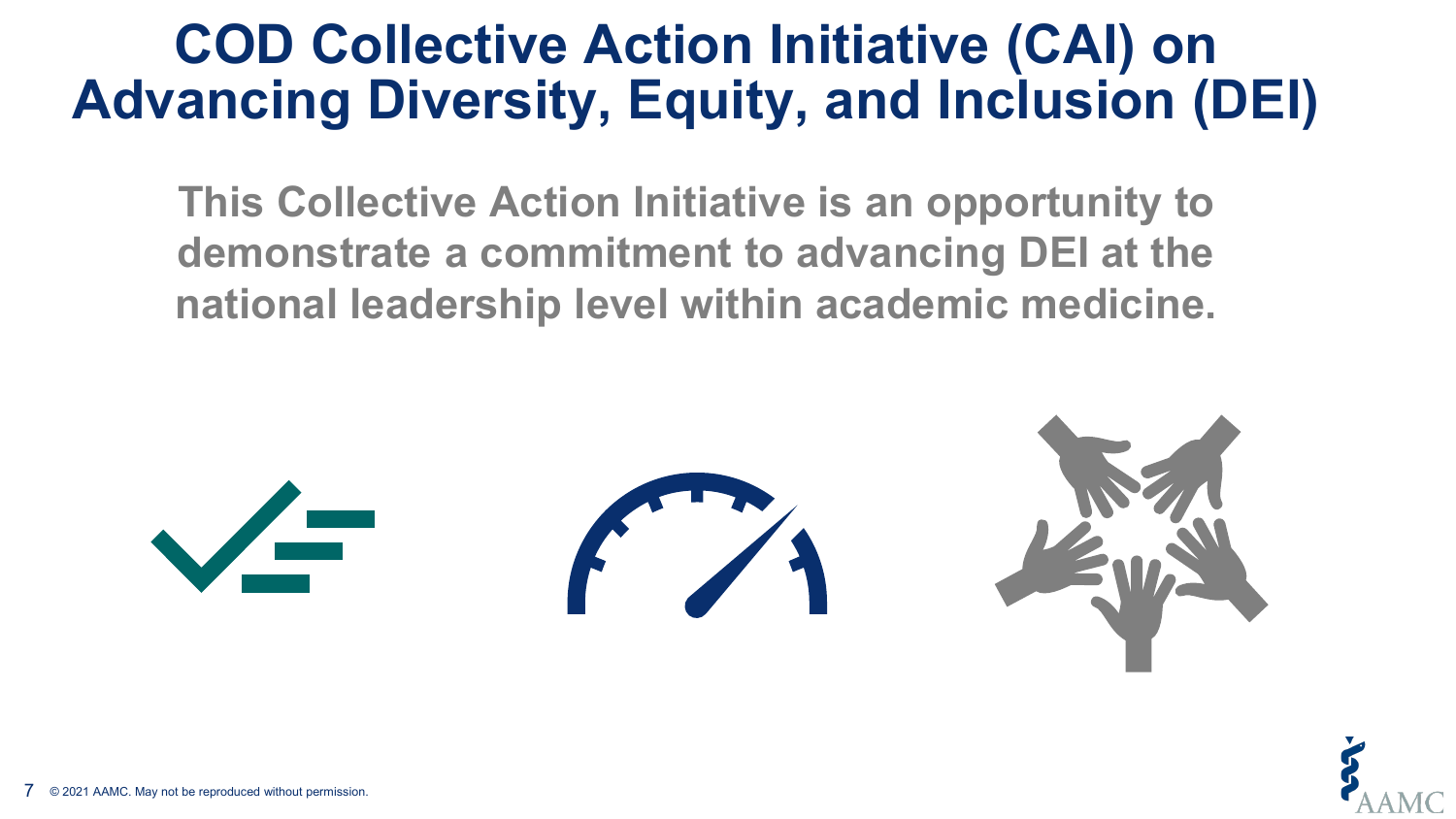# COD Collective Action Initiative (CAI) on Advancing Diversity, Equity, and Inclusion (DEI)

**This Collective Action Initiative is an opportunity to demonstrate a commitment to advancing DEI at the national leadership level within academic medicine.**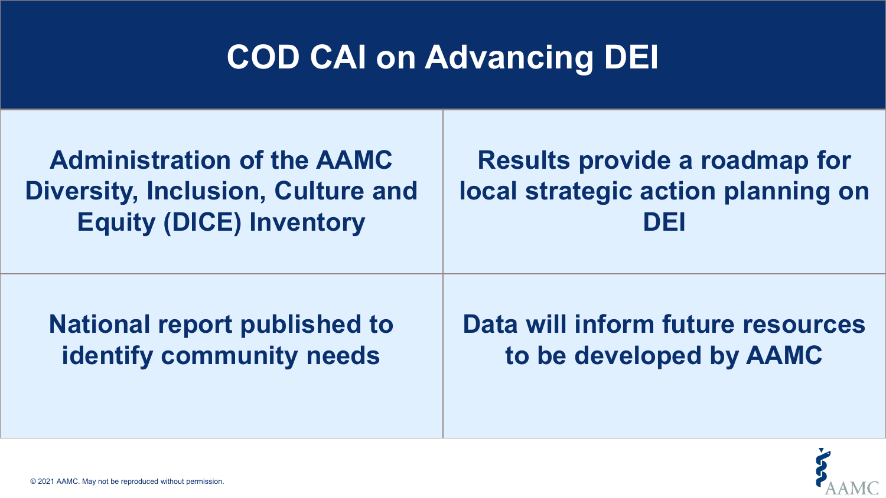# COD CAI on Advancing DEI

**Administration of the AAMC Diversity, Inclusion, Culture and Equity (DICE) Inventory**

**Results provide a roadmap for local strategic action planning on DEI**

**National report published to identify community needs**

**Data will inform future resources to be developed by AAMC**

© 2021 AAMC. May not be reproduced without permission.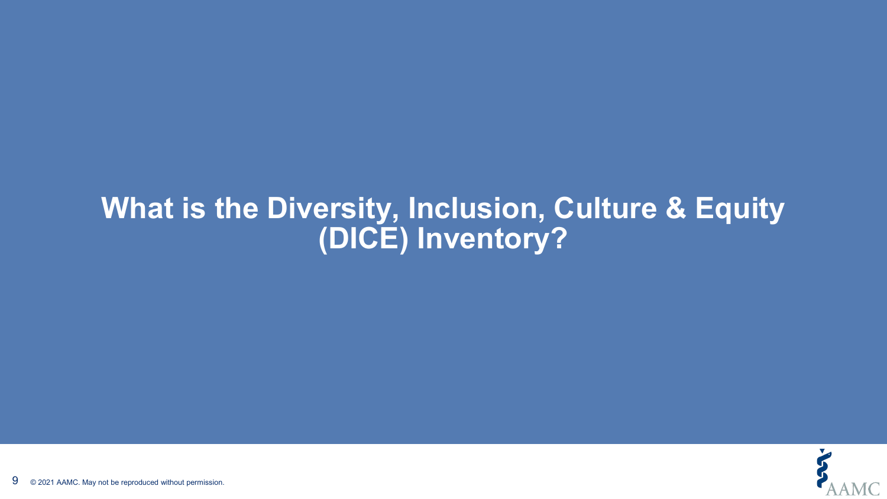# What is the Diversity, Inclusion, Culture & Equity (DICE) Inventory?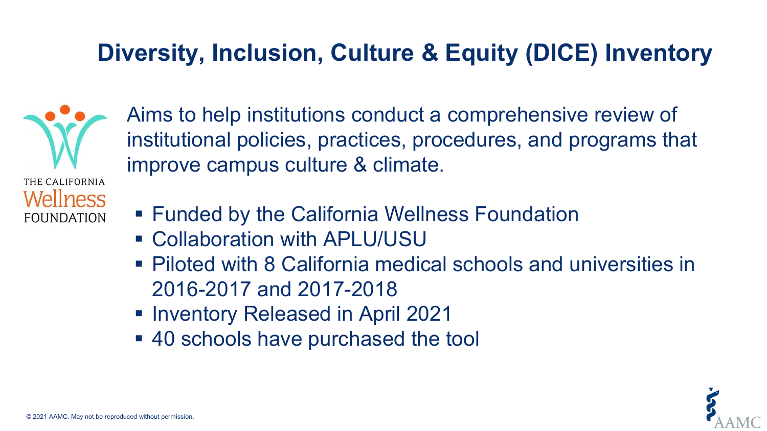# Diversity, Inclusion, Culture & Equity (DICE) Inventory

Aims to help institutions conduct a comprehensive review of institutional policies, practices, procedures, and programs that improve campus culture & climate.

- Funded by the California Wellness Foundation
- Collaboration with APLU/USU
- Piloted with 8 California medical schools and universities in 2016-2017 and 2017-2018
- Inventory Released in April 2021
- 40 schools have purchased the tool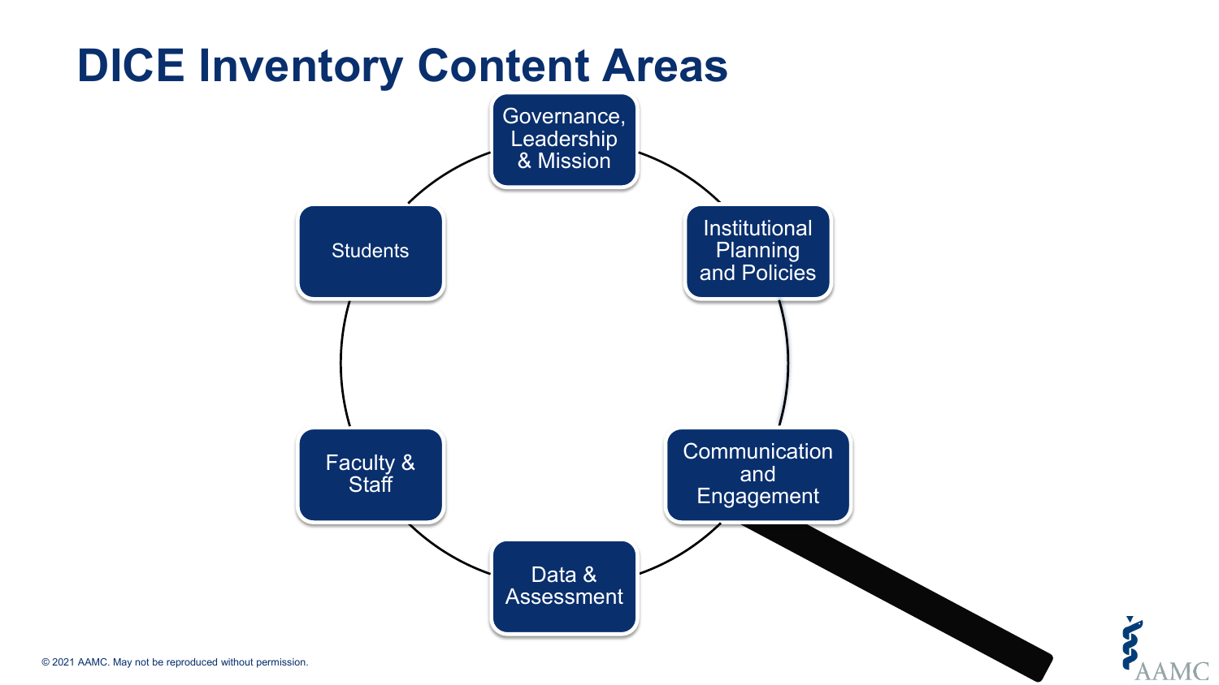# DICE Inventory Content Areas

- Governance, Leadership & Mission
- Institutional Planning and Policies
- Communication and Engagement
- Data & Assessment
- Faculty & Staff
- Students

© 2021 AAMC. May not be reproduced without permission.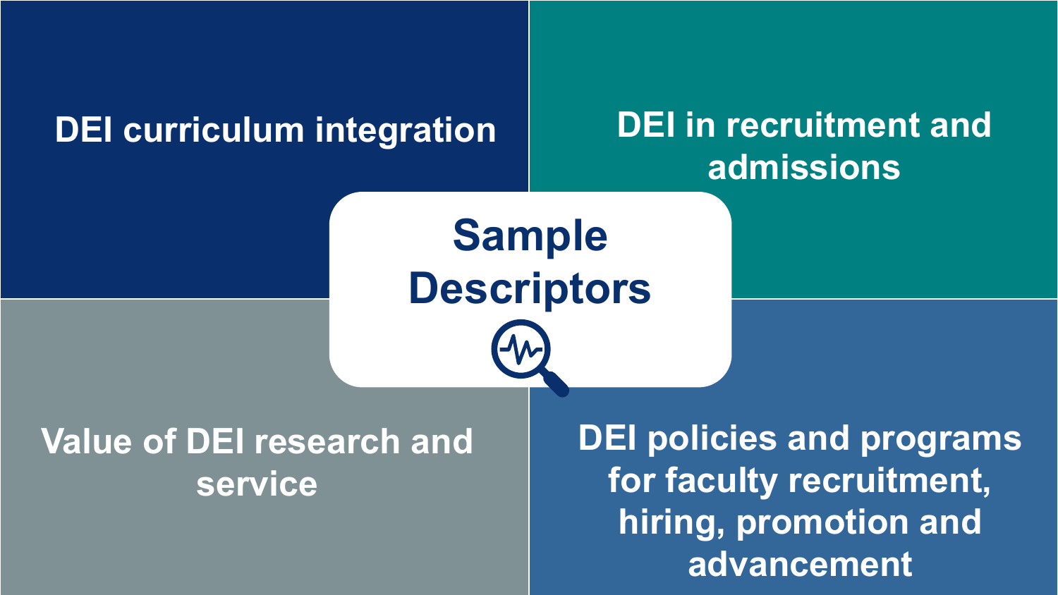## Sample Descriptors

- DEI curriculum integration
- DEI in recruitment and admissions
- Value of DEI research and service
- DEI policies and programs for faculty recruitment, hiring, promotion and advancement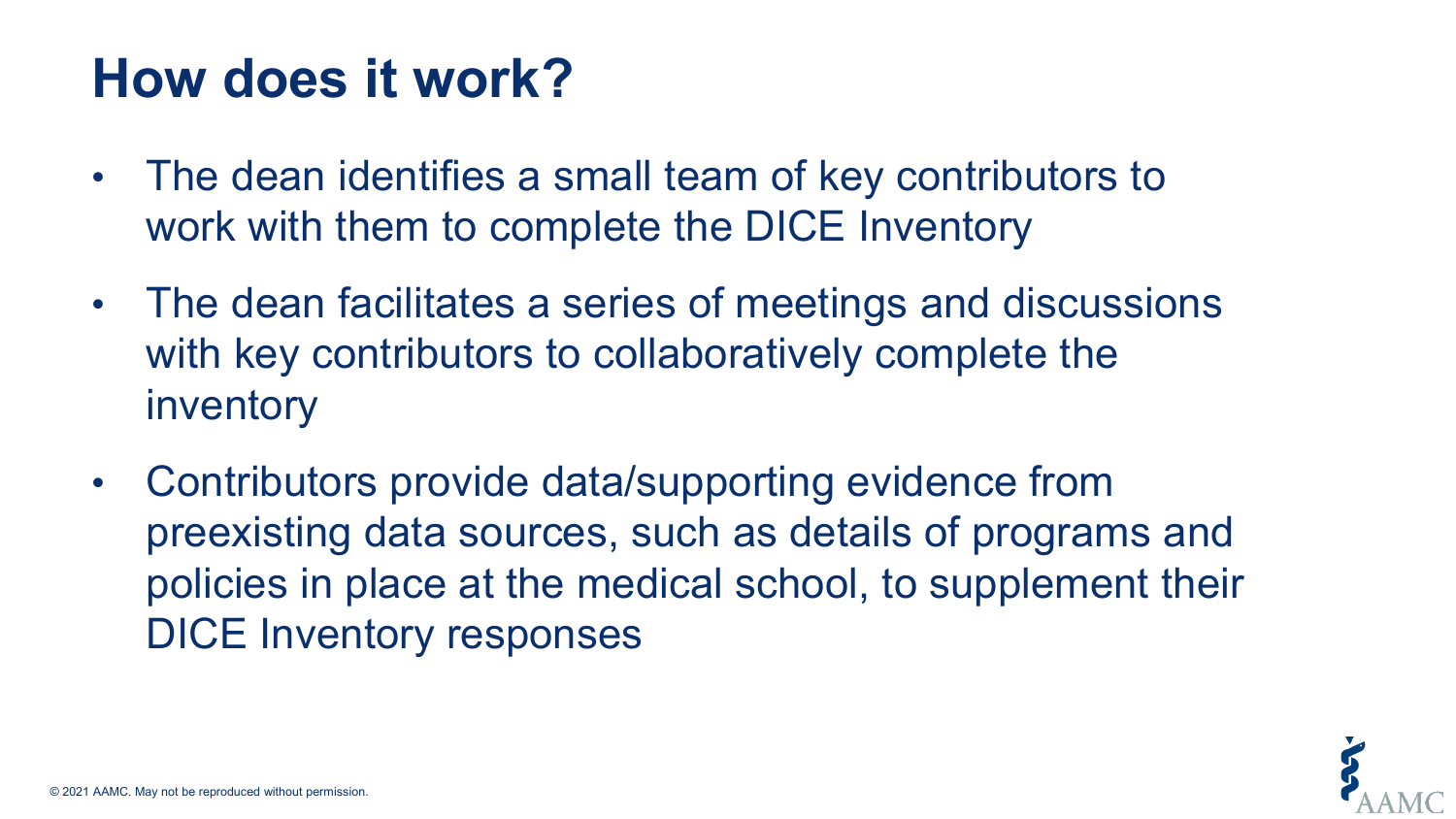# How does it work?

- The dean identifies a small team of key contributors to work with them to complete the DICE Inventory
- The dean facilitates a series of meetings and discussions with key contributors to collaboratively complete the inventory
- Contributors provide data/supporting evidence from preexisting data sources, such as details of programs and policies in place at the medical school, to supplement their DICE Inventory responses

© 2021 AAMC. May not be reproduced without permission.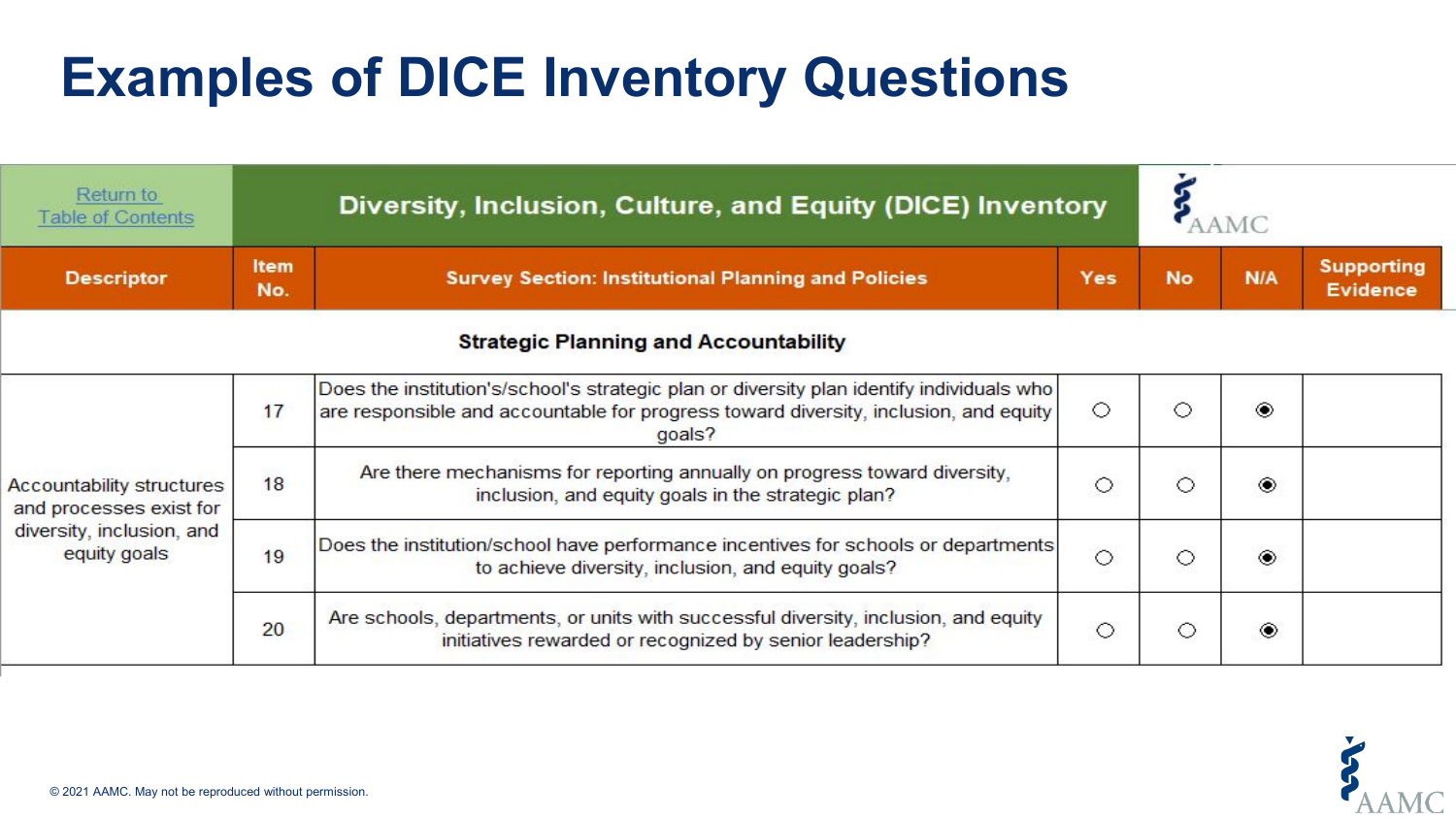# Examples of DICE Inventory Questions

| Return to Table of Contents | Diversity, Inclusion, Culture, and Equity (DICE) Inventory | | | | | AAMC |
|---|---|---|---|---|---|---|
| **Descriptor** | **Item No.** | **Survey Section: Institutional Planning and Policies** | **Yes** | **No** | **N/A** | **Supporting Evidence** |
| | | **Strategic Planning and Accountability** | | | | |
| Accountability structures and processes exist for diversity, inclusion, and equity goals | 17 | Does the institution's/school's strategic plan or diversity plan identify individuals who are responsible and accountable for progress toward diversity, inclusion, and equity goals? | ○ | ○ | ◉ | |
| | 18 | Are there mechanisms for reporting annually on progress toward diversity, inclusion, and equity goals in the strategic plan? | ○ | ○ | ◉ | |
| | 19 | Does the institution/school have performance incentives for schools or departments to achieve diversity, inclusion, and equity goals? | ○ | ○ | ◉ | |
| | 20 | Are schools, departments, or units with successful diversity, inclusion, and equity initiatives rewarded or recognized by senior leadership? | ○ | ○ | ◉ | |

© 2021 AAMC. May not be reproduced without permission.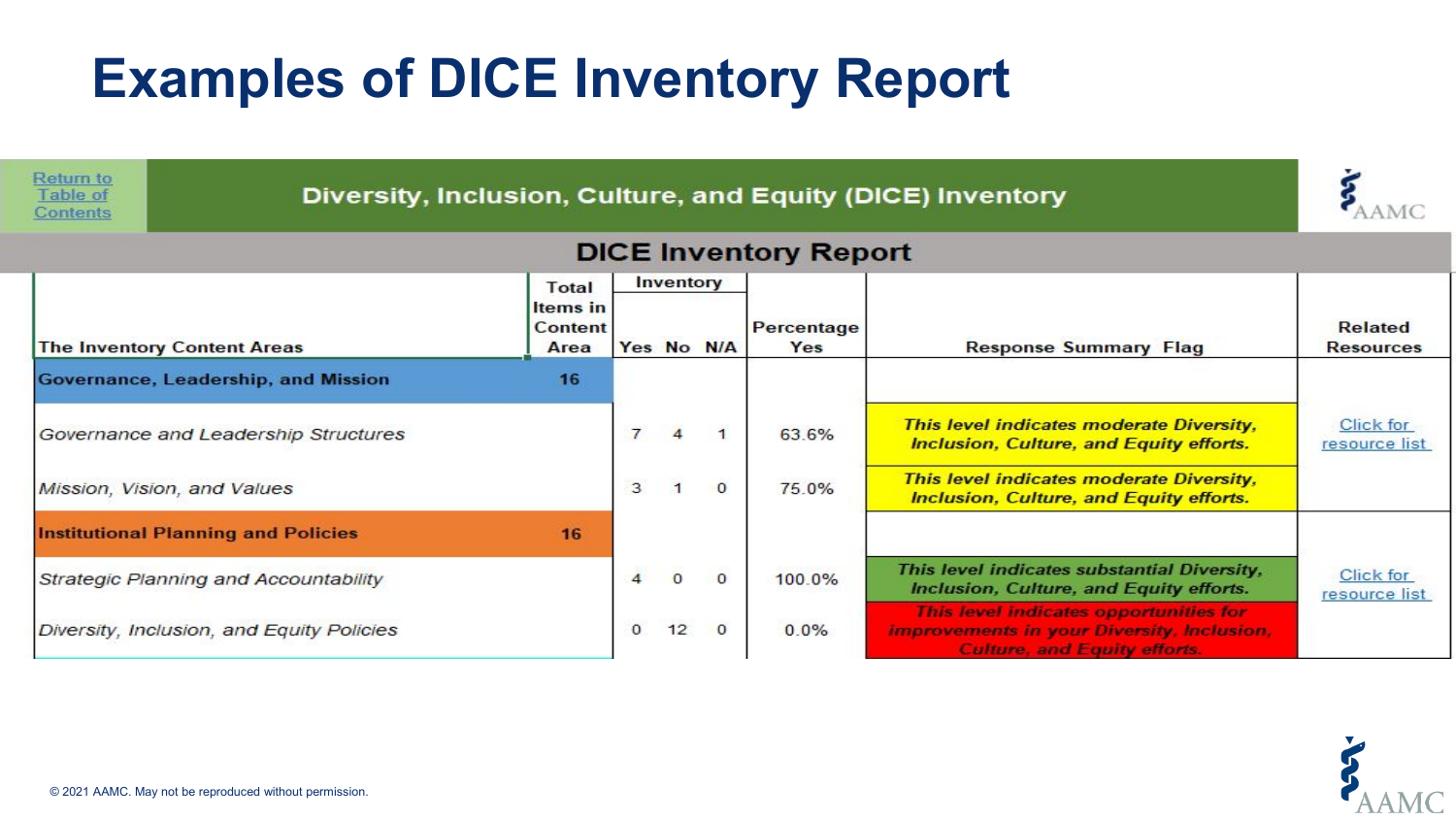# Examples of DICE Inventory Report

Return to Table of Contents

## Diversity, Inclusion, Culture, and Equity (DICE) Inventory

### DICE Inventory Report

| The Inventory Content Areas | Total Items in Content Area | Inventory | | | Percentage Yes | Response Summary Flag | Related Resources |
|---|---|---|---|---|---|---|---|
| | | Yes | No | N/A | | | |
| **Governance, Leadership, and Mission** | 16 | | | | | | |
| *Governance and Leadership Structures* | | 7 | 4 | 1 | 63.6% | *This level indicates moderate Diversity, Inclusion, Culture, and Equity efforts.* | Click for resource list |
| *Mission, Vision, and Values* | | 3 | 1 | 0 | 75.0% | *This level indicates moderate Diversity, Inclusion, Culture, and Equity efforts.* | |
| **Institutional Planning and Policies** | 16 | | | | | | |
| *Strategic Planning and Accountability* | | 4 | 0 | 0 | 100.0% | *This level indicates substantial Diversity, Inclusion, Culture, and Equity efforts.* | Click for resource list |
| *Diversity, Inclusion, and Equity Policies* | | 0 | 12 | 0 | 0.0% | *This level indicates opportunities for improvements in your Diversity, Inclusion, Culture, and Equity efforts.* | |

© 2021 AAMC. May not be reproduced without permission.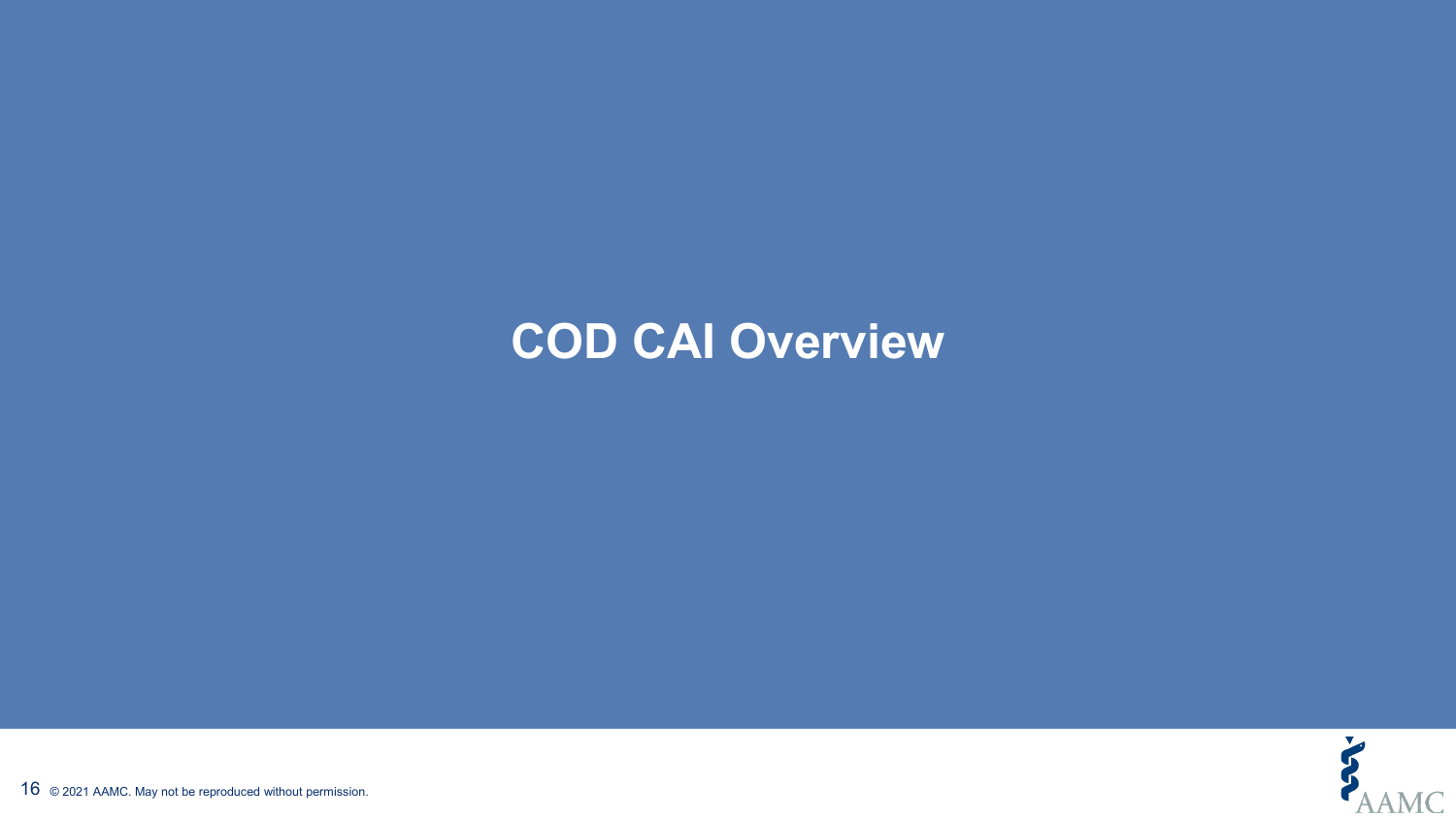# COD CAI Overview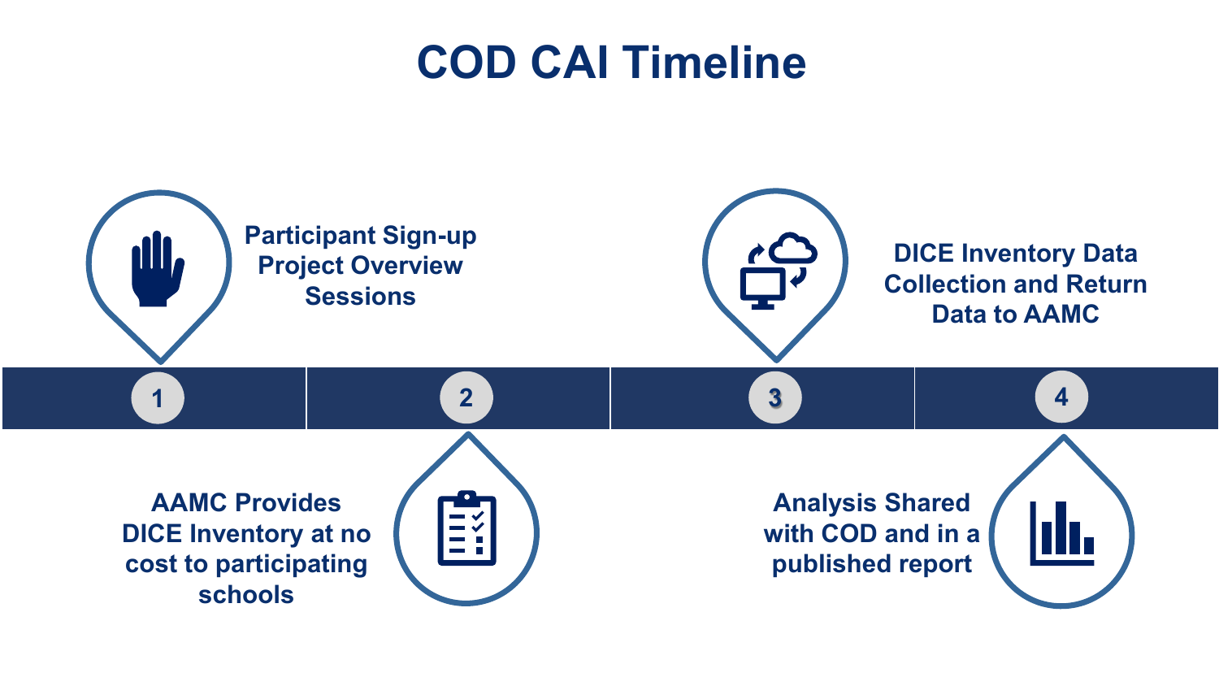# COD CAI Timeline

1. Participant Sign-up Project Overview Sessions
2. AAMC Provides DICE Inventory at no cost to participating schools
3. DICE Inventory Data Collection and Return Data to AAMC
4. Analysis Shared with COD and in a published report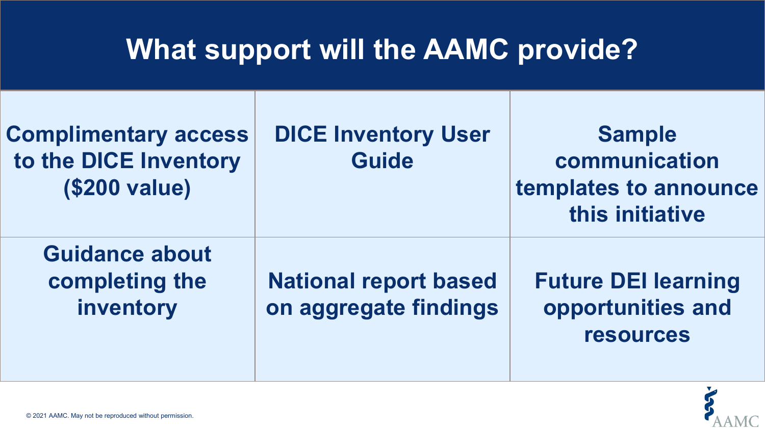# What support will the AAMC provide?

- **Complimentary access to the DICE Inventory ($200 value)**
- **DICE Inventory User Guide**
- **Sample communication templates to announce this initiative**
- **Guidance about completing the inventory**
- **National report based on aggregate findings**
- **Future DEI learning opportunities and resources**

© 2021 AAMC. May not be reproduced without permission.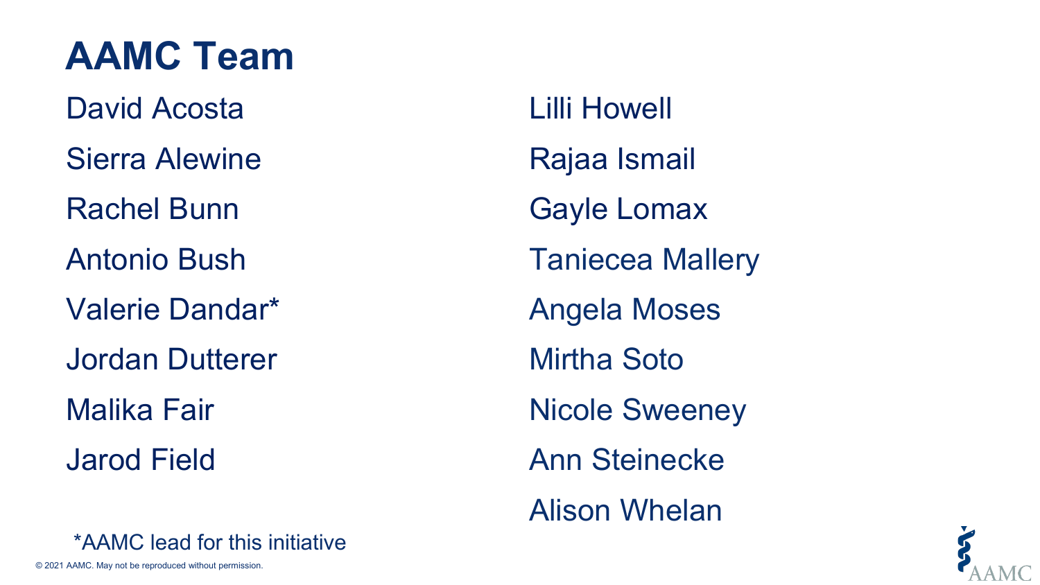# AAMC Team

David Acosta

Sierra Alewine

Rachel Bunn

Antonio Bush

Valerie Dandar*

Jordan Dutterer

Malika Fair

Jarod Field

Lilli Howell

Rajaa Ismail

Gayle Lomax

Taniecea Mallery

Angela Moses

Mirtha Soto

Nicole Sweeney

Ann Steinecke

Alison Whelan

*AAMC lead for this initiative

© 2021 AAMC. May not be reproduced without permission.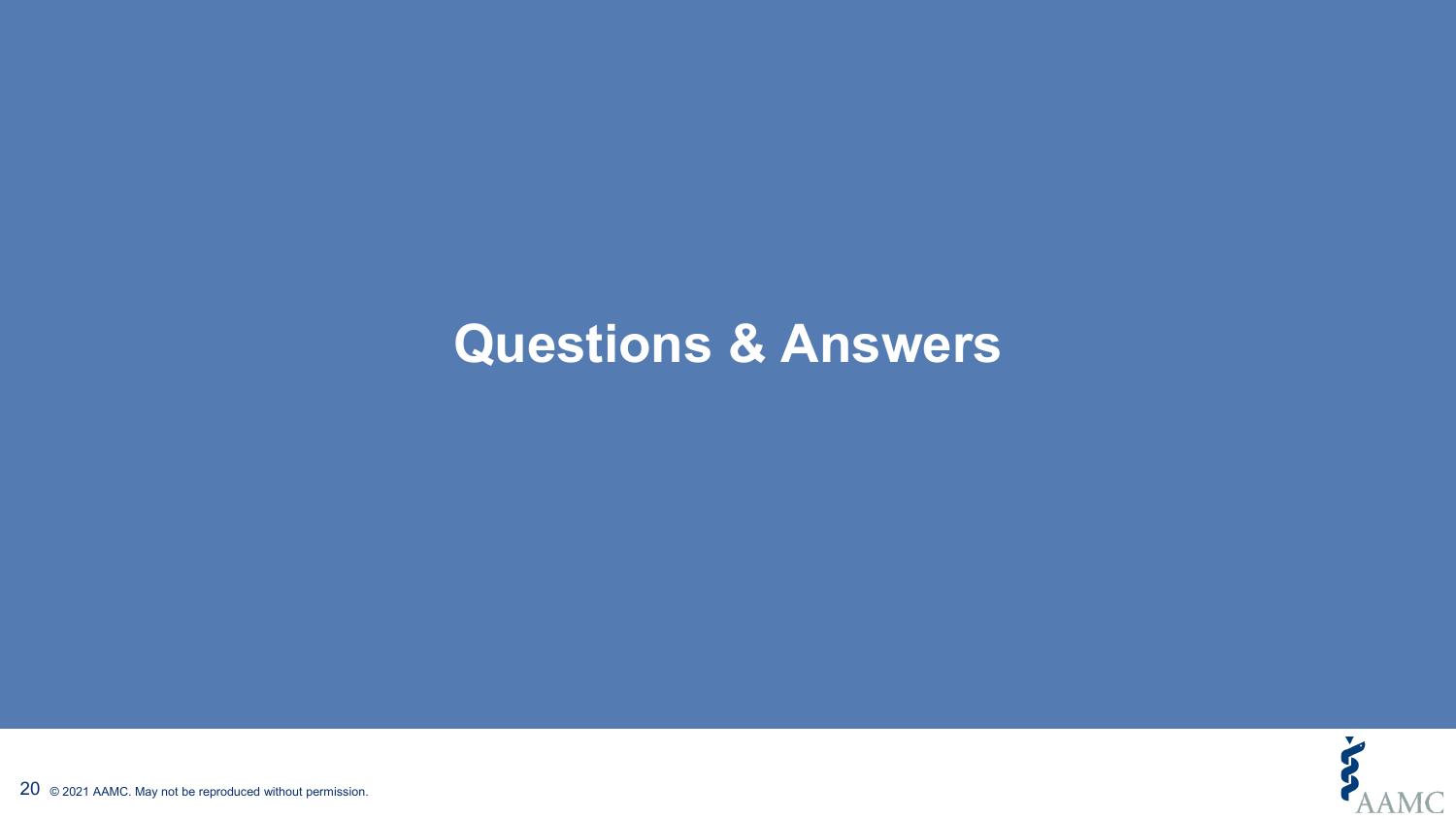# Questions & Answers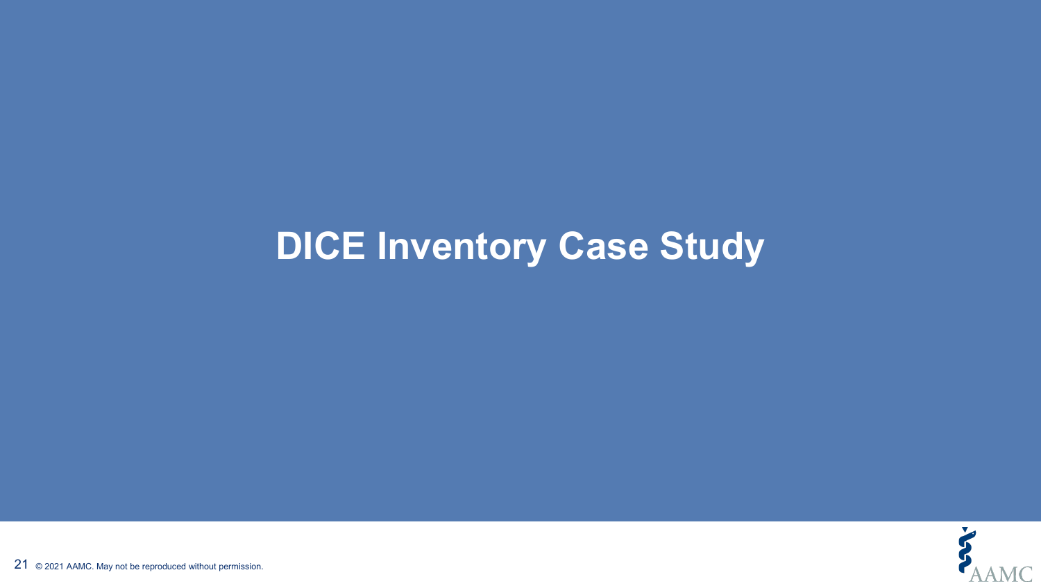# DICE Inventory Case Study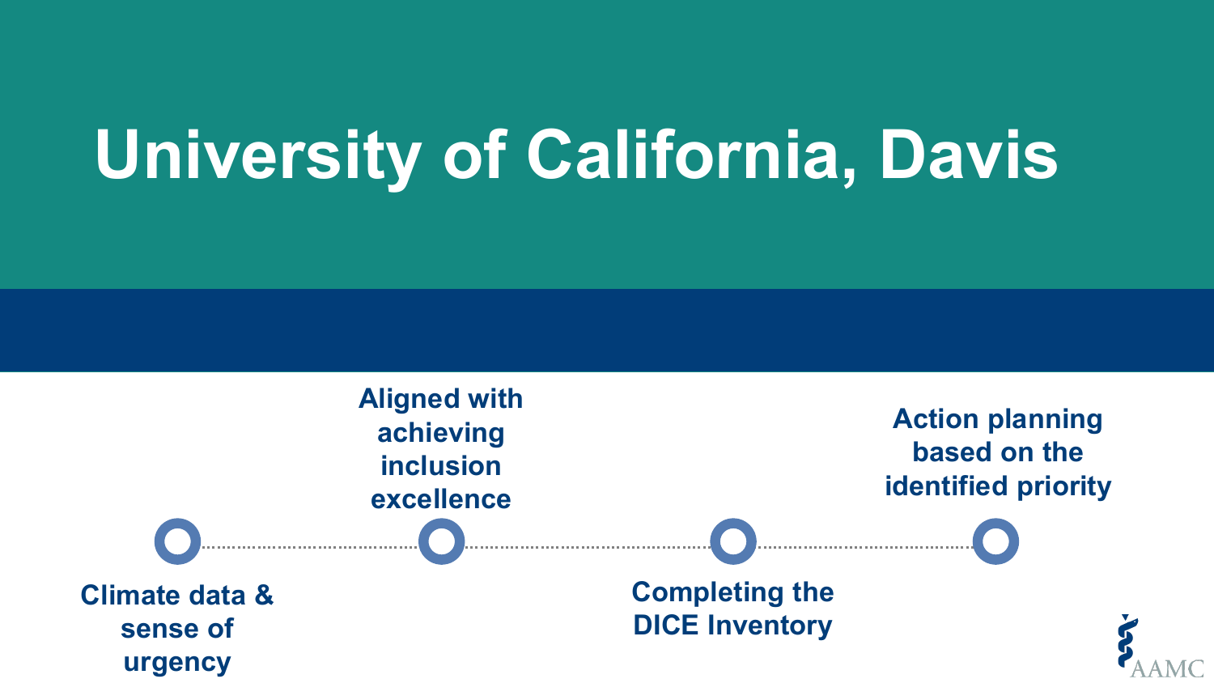# University of California, Davis

- Climate data & sense of urgency
- Aligned with achieving inclusion excellence
- Completing the DICE Inventory
- Action planning based on the identified priority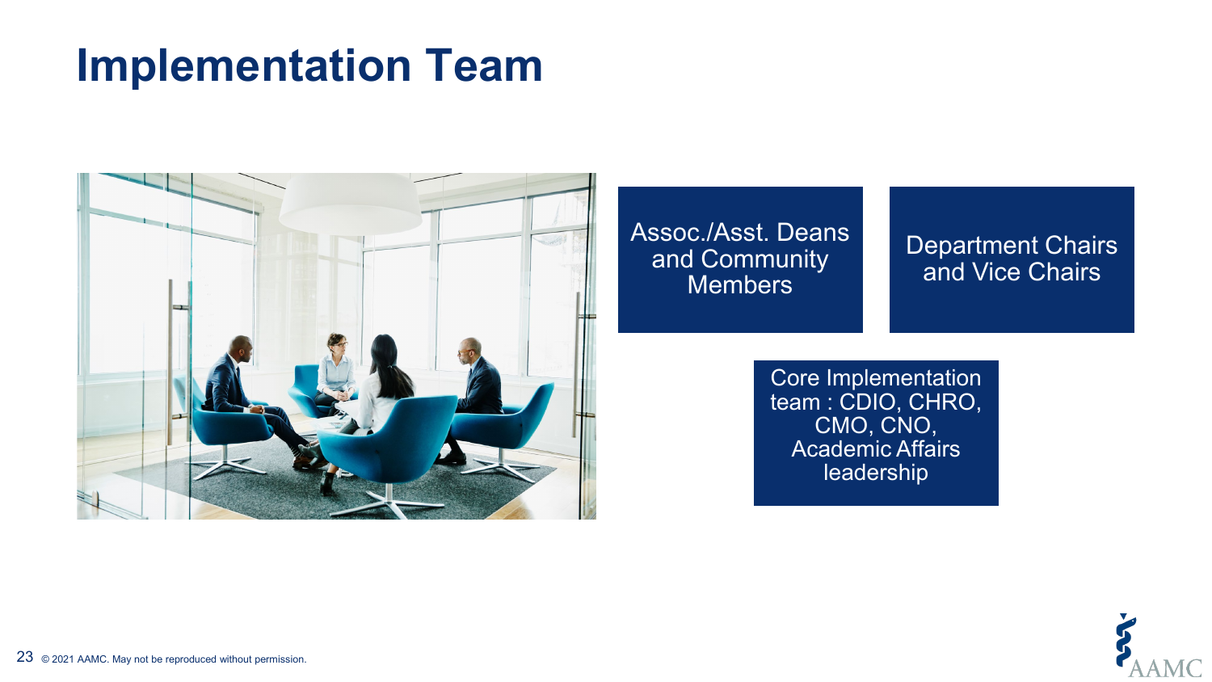# Implementation Team

Assoc./Asst. Deans and Community Members

Department Chairs and Vice Chairs

Core Implementation team : CDIO, CHRO, CMO, CNO, Academic Affairs leadership

© 2021 AAMC. May not be reproduced without permission.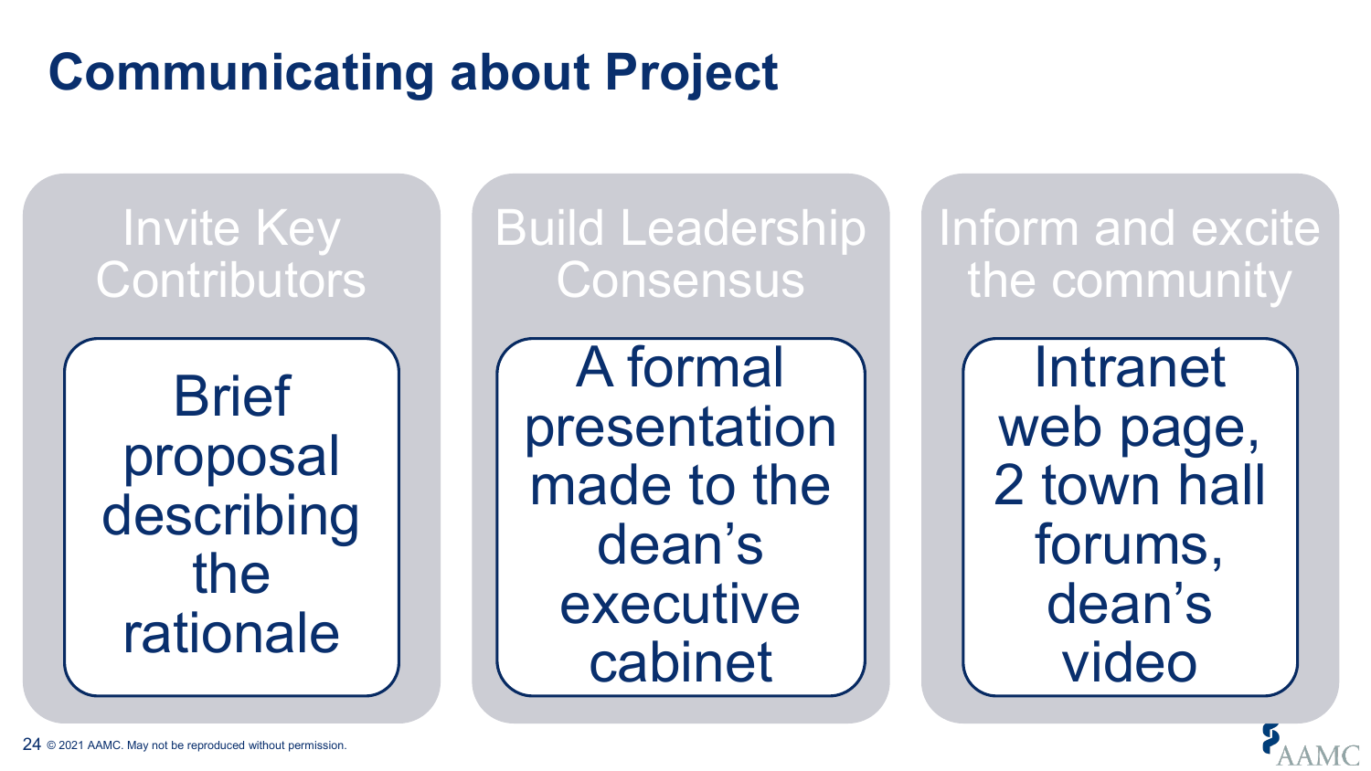# Communicating about Project

### Invite Key Contributors

Brief proposal describing the rationale

### Build Leadership Consensus

A formal presentation made to the dean's executive cabinet

### Inform and excite the community

Intranet web page, 2 town hall forums, dean's video

© 2021 AAMC. May not be reproduced without permission.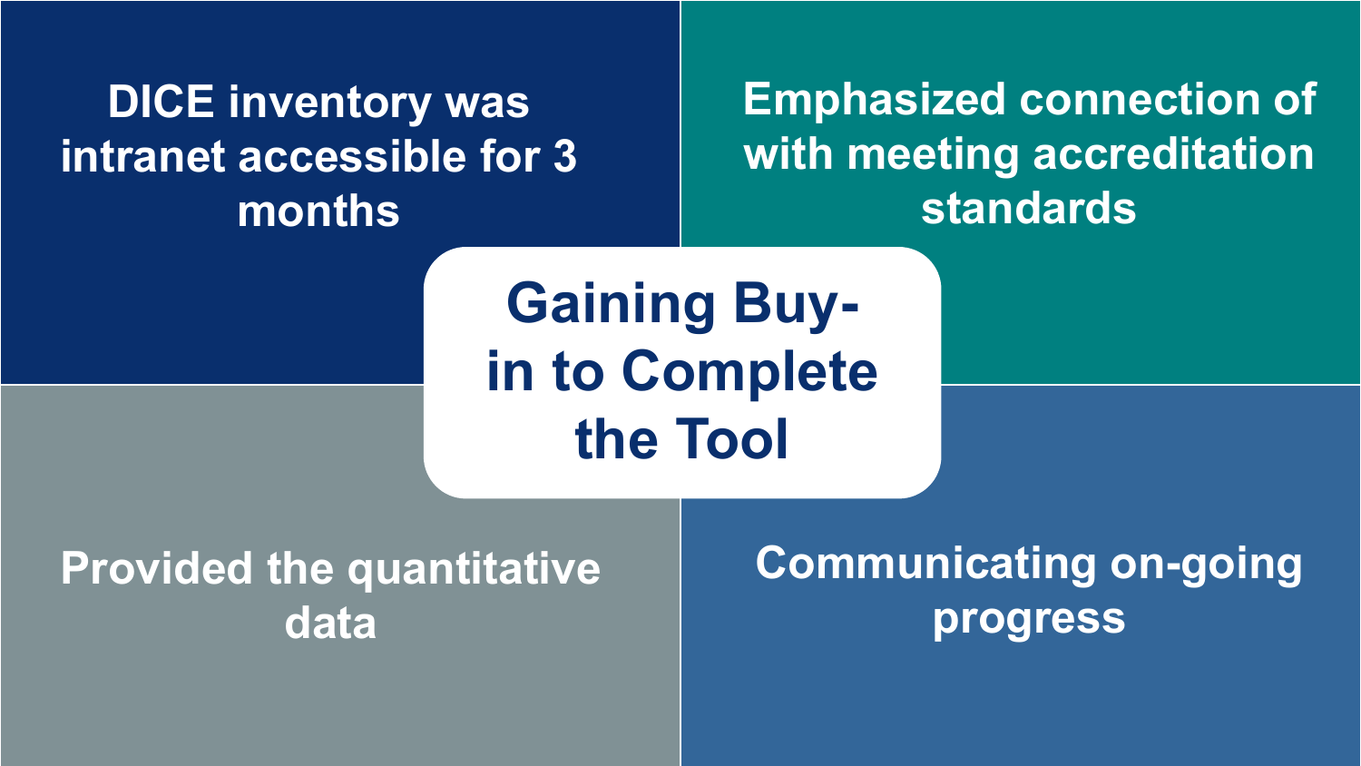# Gaining Buy-in to Complete the Tool

- DICE inventory was intranet accessible for 3 months
- Emphasized connection of with meeting accreditation standards
- Provided the quantitative data
- Communicating on-going progress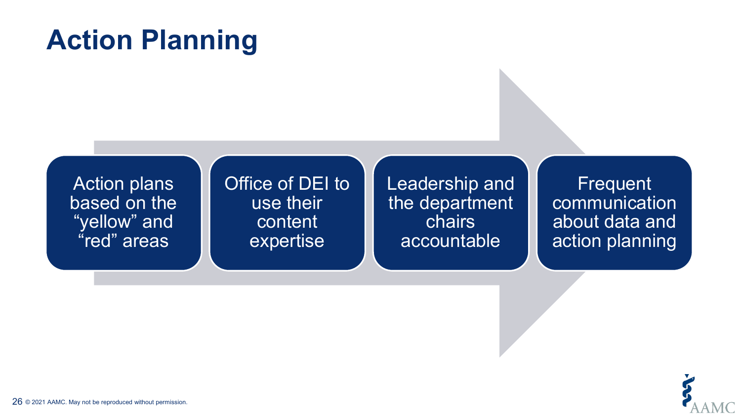# Action Planning

- Action plans based on the “yellow” and “red” areas
- Office of DEI to use their content expertise
- Leadership and the department chairs accountable
- Frequent communication about data and action planning

© 2021 AAMC. May not be reproduced without permission.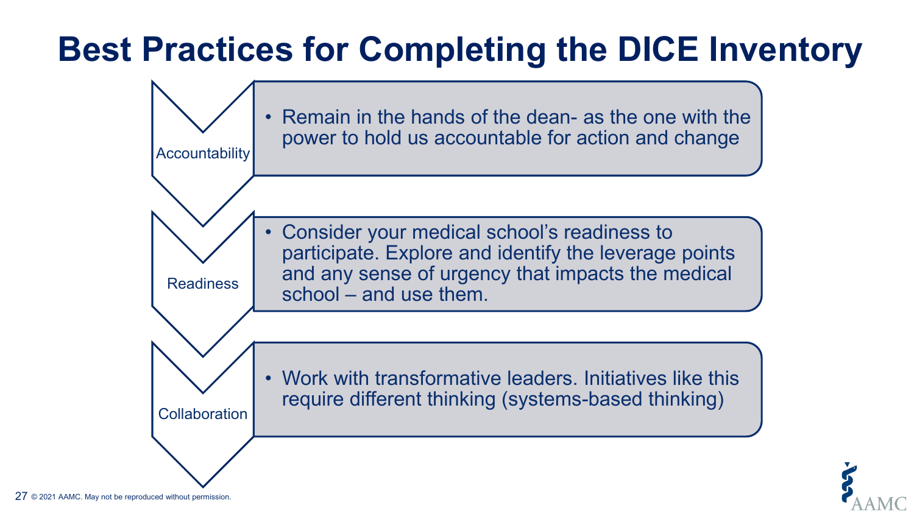# Best Practices for Completing the DICE Inventory

**Accountability**

- Remain in the hands of the dean- as the one with the power to hold us accountable for action and change

**Readiness**

- Consider your medical school's readiness to participate. Explore and identify the leverage points and any sense of urgency that impacts the medical school – and use them.

**Collaboration**

- Work with transformative leaders. Initiatives like this require different thinking (systems-based thinking)

© 2021 AAMC. May not be reproduced without permission.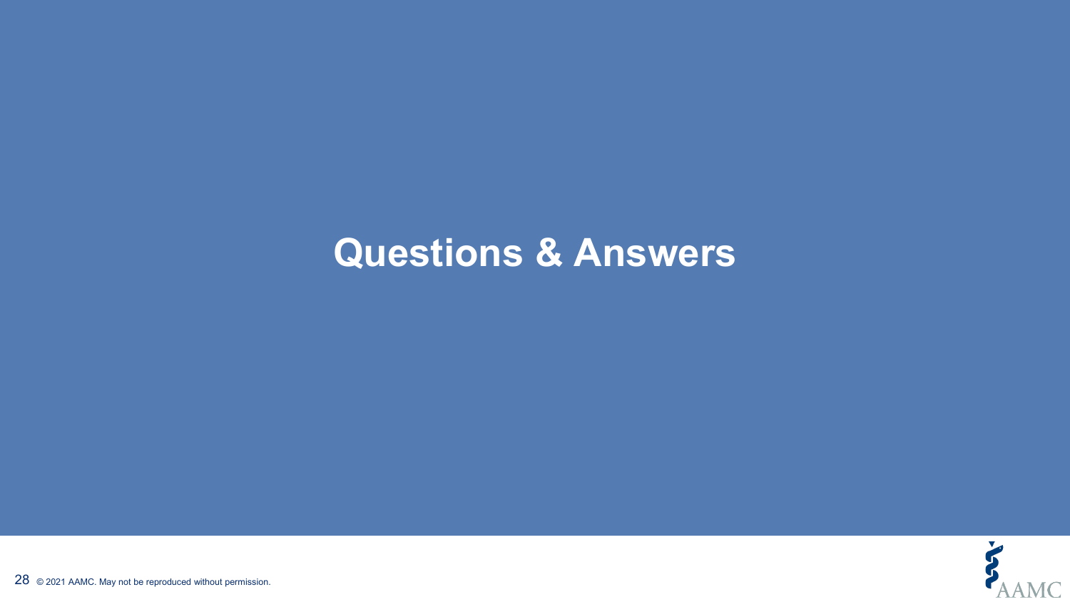# Questions & Answers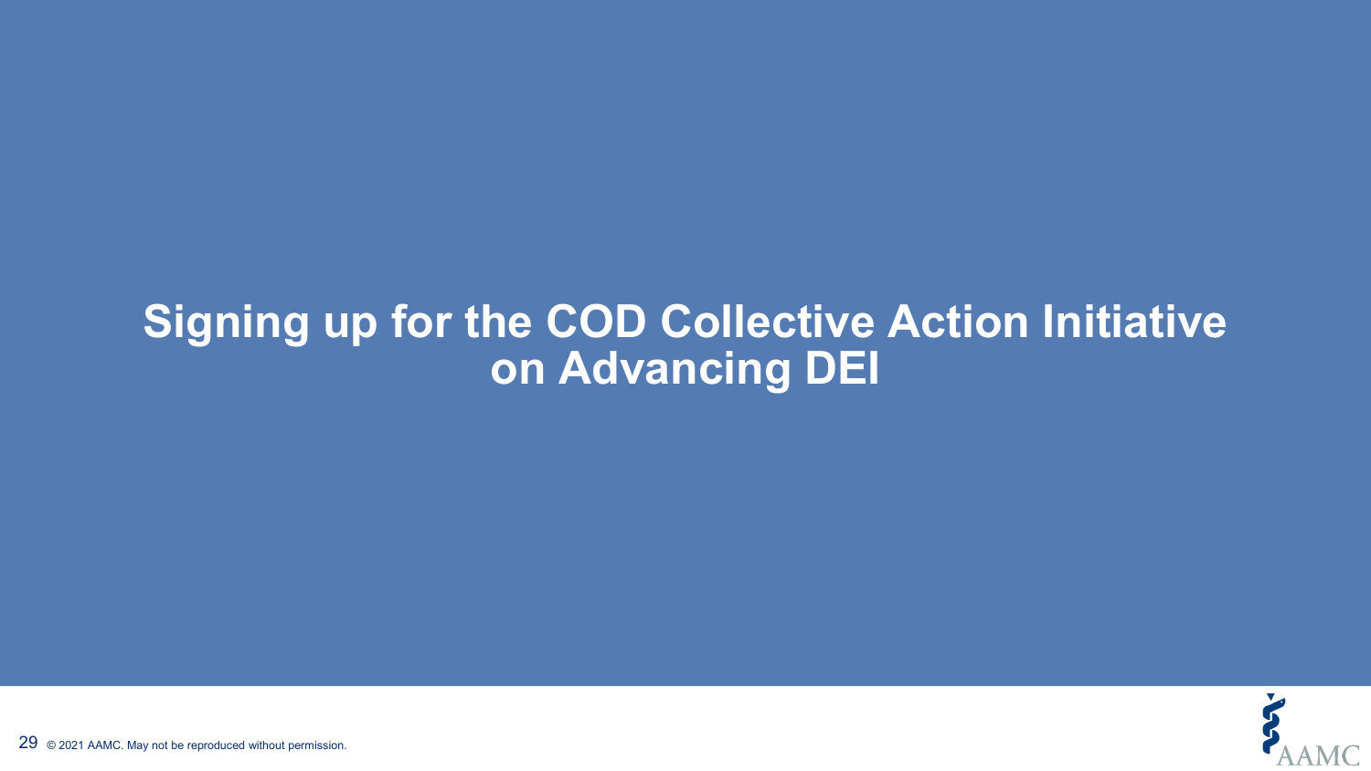# Signing up for the COD Collective Action Initiative on Advancing DEI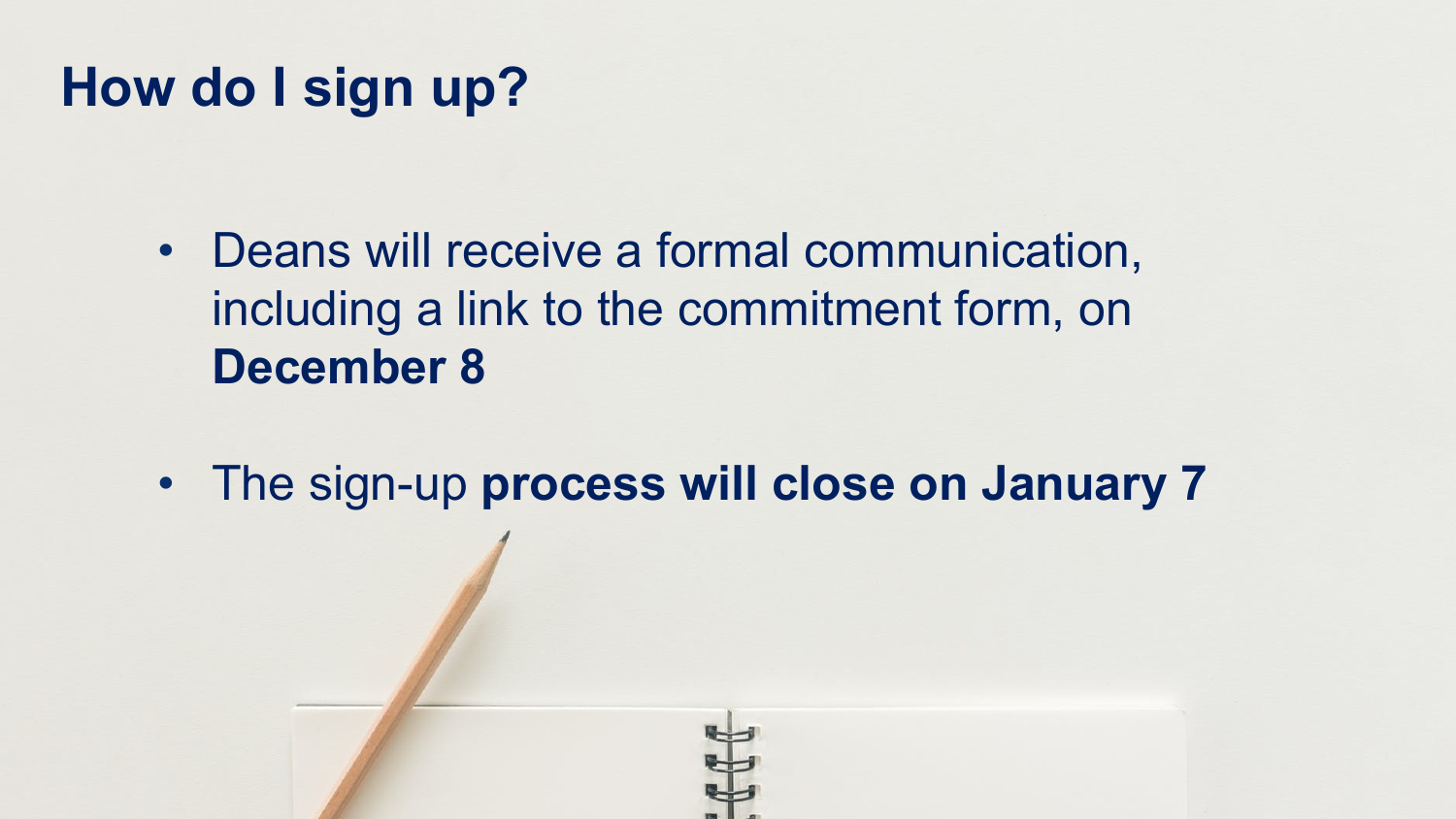# How do I sign up?

- Deans will receive a formal communication, including a link to the commitment form, on **December 8**
- The sign-up **process will close on January 7**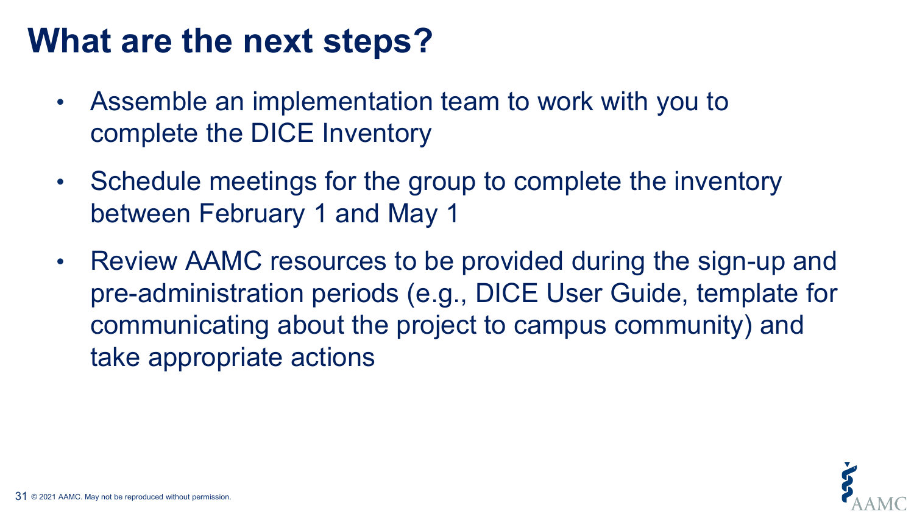# What are the next steps?

- Assemble an implementation team to work with you to complete the DICE Inventory
- Schedule meetings for the group to complete the inventory between February 1 and May 1
- Review AAMC resources to be provided during the sign-up and pre-administration periods (e.g., DICE User Guide, template for communicating about the project to campus community) and take appropriate actions